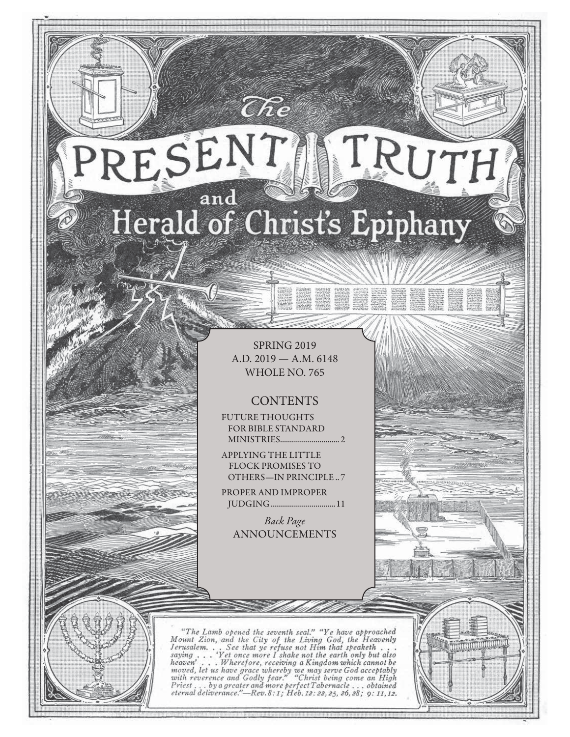# The PRESENT TRUTH and Herald of Christ's Epiphany

SPRING 2019
A.D. 2019 — A.M. 6148
WHOLE NO. 765

## CONTENTS

FUTURE THOUGHTS FOR BIBLE STANDARD MINISTRIES .............................. 2

APPLYING THE LITTLE FLOCK PROMISES TO OTHERS—IN PRINCIPLE .. 7

PROPER AND IMPROPER JUDGING ................................ 11

*Back Page*
ANNOUNCEMENTS

*"The Lamb opened the seventh seal." "Ye have approached Mount Zion, and the City of the Living God, the Heavenly Jerusalem. . . . See that ye refuse not Him that speaketh . . . saying . . . 'Yet once more I shake not the earth only but also heaven' . . . Wherefore, receiving a Kingdom which cannot be moved, let us have grace whereby we may serve God acceptably with reverence and Godly fear." "Christ being come an High Priest . . . by a greater and more perfect Tabernacle . . . obtained eternal deliverance."—Rev. 8: 1; Heb. 12: 22, 25, 26, 28; 9: 11, 12.*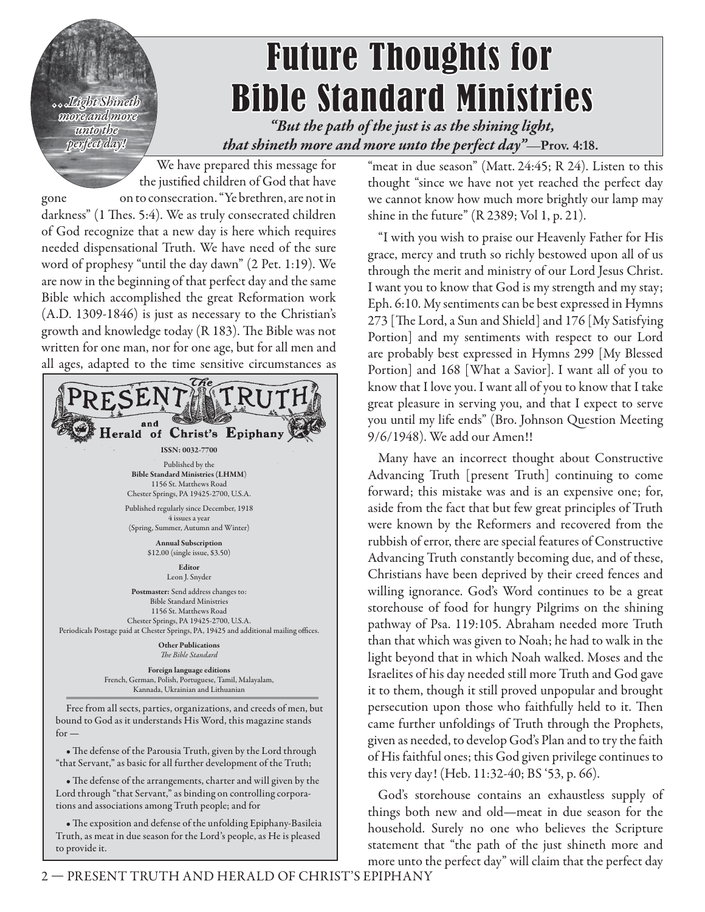# Future Thoughts for Bible Standard Ministries

*"But the path of the just is as the shining light, that shineth more and more unto the perfect day"*—**Prov. 4:18.**

*...Light Shineth more and more unto the perfect day!*

We have prepared this message for the justified children of God that have gone on to consecration. "Ye brethren, are not in darkness" (1 Thes. 5:4). We as truly consecrated children of God recognize that a new day is here which requires needed dispensational Truth. We have need of the sure word of prophesy "until the day dawn" (2 Pet. 1:19). We are now in the beginning of that perfect day and the same Bible which accomplished the great Reformation work (A.D. 1309-1846) is just as necessary to the Christian's growth and knowledge today (R 183). The Bible was not written for one man, nor for one age, but for all men and all ages, adapted to the time sensitive circumstances as "meat in due season" (Matt. 24:45; R 24). Listen to this thought "since we have not yet reached the perfect day we cannot know how much more brightly our lamp may shine in the future" (R 2389; Vol 1, p. 21).

"I with you wish to praise our Heavenly Father for His grace, mercy and truth so richly bestowed upon all of us through the merit and ministry of our Lord Jesus Christ. I want you to know that God is my strength and my stay; Eph. 6:10. My sentiments can be best expressed in Hymns 273 [The Lord, a Sun and Shield] and 176 [My Satisfying Portion] and my sentiments with respect to our Lord are probably best expressed in Hymns 299 [My Blessed Portion] and 168 [What a Savior]. I want all of you to know that I love you. I want all of you to know that I take great pleasure in serving you, and that I expect to serve you until my life ends" (Bro. Johnson Question Meeting 9/6/1948). We add our Amen!!

Many have an incorrect thought about Constructive Advancing Truth [present Truth] continuing to come forward; this mistake was and is an expensive one; for, aside from the fact that but few great principles of Truth were known by the Reformers and recovered from the rubbish of error, there are special features of Constructive Advancing Truth constantly becoming due, and of these, Christians have been deprived by their creed fences and willing ignorance. God's Word continues to be a great storehouse of food for hungry Pilgrims on the shining pathway of Psa. 119:105. Abraham needed more Truth than that which was given to Noah; he had to walk in the light beyond that in which Noah walked. Moses and the Israelites of his day needed still more Truth and God gave it to them, though it still proved unpopular and brought persecution upon those who faithfully held to it. Then came further unfoldings of Truth through the Prophets, given as needed, to develop God's Plan and to try the faith of His faithful ones; this God given privilege continues to this very day! (Heb. 11:32-40; BS '53, p. 66).

God's storehouse contains an exhaustless supply of things both new and old—meat in due season for the household. Surely no one who believes the Scripture statement that "the path of the just shineth more and more unto the perfect day" will claim that the perfect day

---

**The PRESENT TRUTH and Herald of Christ's Epiphany**

ISSN: 0032-7700

Published by the
**Bible Standard Ministries (LHMM)**
1156 St. Matthews Road
Chester Springs, PA 19425-2700, U.S.A.

Published regularly since December, 1918
4 issues a year
(Spring, Summer, Autumn and Winter)

**Annual Subscription**
$12.00 (single issue, $3.50)

**Editor**
Leon J. Snyder

**Postmaster:** Send address changes to:
Bible Standard Ministries
1156 St. Matthews Road
Chester Springs, PA 19425-2700, U.S.A.
Periodicals Postage paid at Chester Springs, PA, 19425 and additional mailing offices.

**Other Publications**
*The Bible Standard*

**Foreign language editions**
French, German, Polish, Portuguese, Tamil, Malayalam, Kannada, Ukrainian and Lithuanian

Free from all sects, parties, organizations, and creeds of men, but bound to God as it understands His Word, this magazine stands for —

- The defense of the Parousia Truth, given by the Lord through "that Servant," as basic for all further development of the Truth;
- The defense of the arrangements, charter and will given by the Lord through "that Servant," as binding on controlling corporations and associations among Truth people; and for
- The exposition and defense of the unfolding Epiphany-Basileia Truth, as meat in due season for the Lord's people, as He is pleased to provide it.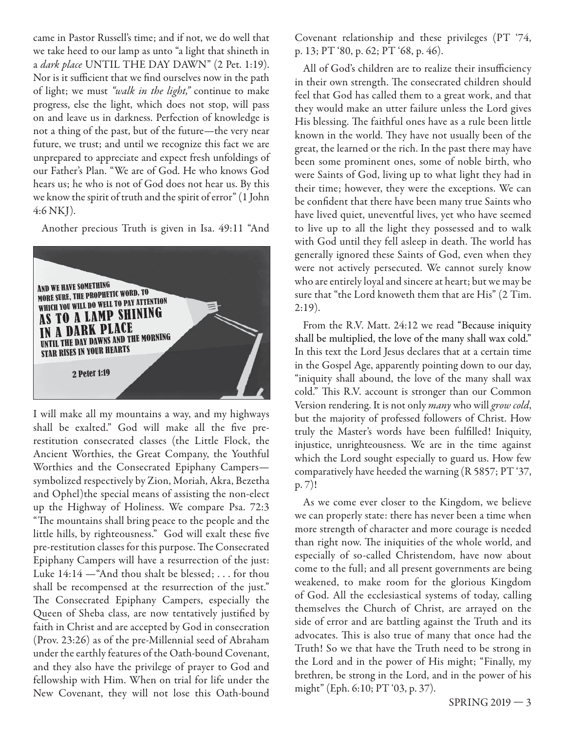came in Pastor Russell's time; and if not, we do well that we take heed to our lamp as unto "a light that shineth in a *dark place* UNTIL THE DAY DAWN" (2 Pet. 1:19). Nor is it sufficient that we find ourselves now in the path of light; we must *"walk in the light,"* continue to make progress, else the light, which does not stop, will pass on and leave us in darkness. Perfection of knowledge is not a thing of the past, but of the future—the very near future, we trust; and until we recognize this fact we are unprepared to appreciate and expect fresh unfoldings of our Father's Plan. "We are of God. He who knows God hears us; he who is not of God does not hear us. By this we know the spirit of truth and the spirit of error" (1 John 4:6 NKJ).

Another precious Truth is given in Isa. 49:11 "And I will make all my mountains a way, and my highways shall be exalted." God will make all the five pre-restitution consecrated classes (the Little Flock, the Ancient Worthies, the Great Company, the Youthful Worthies and the Consecrated Epiphany Campers—symbolized respectively by Zion, Moriah, Akra, Bezetha and Ophel)the special means of assisting the non-elect up the Highway of Holiness. We compare Psa. 72:3 "The mountains shall bring peace to the people and the little hills, by righteousness." God will exalt these five pre-restitution classes for this purpose. The Consecrated Epiphany Campers will have a resurrection of the just: Luke 14:14 —"And thou shalt be blessed; . . . for thou shall be recompensed at the resurrection of the just." The Consecrated Epiphany Campers, especially the Queen of Sheba class, are now tentatively justified by faith in Christ and are accepted by God in consecration (Prov. 23:26) as of the pre-Millennial seed of Abraham under the earthly features of the Oath-bound Covenant, and they also have the privilege of prayer to God and fellowship with Him. When on trial for life under the New Covenant, they will not lose this Oath-bound Covenant relationship and these privileges (PT '74, p. 13; PT '80, p. 62; PT '68, p. 46).

AND WE HAVE SOMETHING MORE SURE, THE PROPHETIC WORD, TO WHICH YOU WILL DO WELL TO PAY ATTENTION AS TO A LAMP SHINING IN A DARK PLACE UNTIL THE DAY DAWNS AND THE MORNING STAR RISES IN YOUR HEARTS

2 Peter 1:19

All of God's children are to realize their insufficiency in their own strength. The consecrated children should feel that God has called them to a great work, and that they would make an utter failure unless the Lord gives His blessing. The faithful ones have as a rule been little known in the world. They have not usually been of the great, the learned or the rich. In the past there may have been some prominent ones, some of noble birth, who were Saints of God, living up to what light they had in their time; however, they were the exceptions. We can be confident that there have been many true Saints who have lived quiet, uneventful lives, yet who have seemed to live up to all the light they possessed and to walk with God until they fell asleep in death. The world has generally ignored these Saints of God, even when they were not actively persecuted. We cannot surely know who are entirely loyal and sincere at heart; but we may be sure that "the Lord knoweth them that are His" (2 Tim. 2:19).

From the R.V. Matt. 24:12 we read "Because iniquity shall be multiplied, the love of the many shall wax cold." In this text the Lord Jesus declares that at a certain time in the Gospel Age, apparently pointing down to our day, "iniquity shall abound, the love of the many shall wax cold." This R.V. account is stronger than our Common Version rendering. It is not only *many* who will *grow cold*, but the majority of professed followers of Christ. How truly the Master's words have been fulfilled! Iniquity, injustice, unrighteousness. We are in the time against which the Lord sought especially to guard us. How few comparatively have heeded the warning (R 5857; PT '37, p. 7)!

As we come ever closer to the Kingdom, we believe we can properly state: there has never been a time when more strength of character and more courage is needed than right now. The iniquities of the whole world, and especially of so-called Christendom, have now about come to the full; and all present governments are being weakened, to make room for the glorious Kingdom of God. All the ecclesiastical systems of today, calling themselves the Church of Christ, are arrayed on the side of error and are battling against the Truth and its advocates. This is also true of many that once had the Truth! So we that have the Truth need to be strong in the Lord and in the power of His might; "Finally, my brethren, be strong in the Lord, and in the power of his might" (Eph. 6:10; PT '03, p. 37).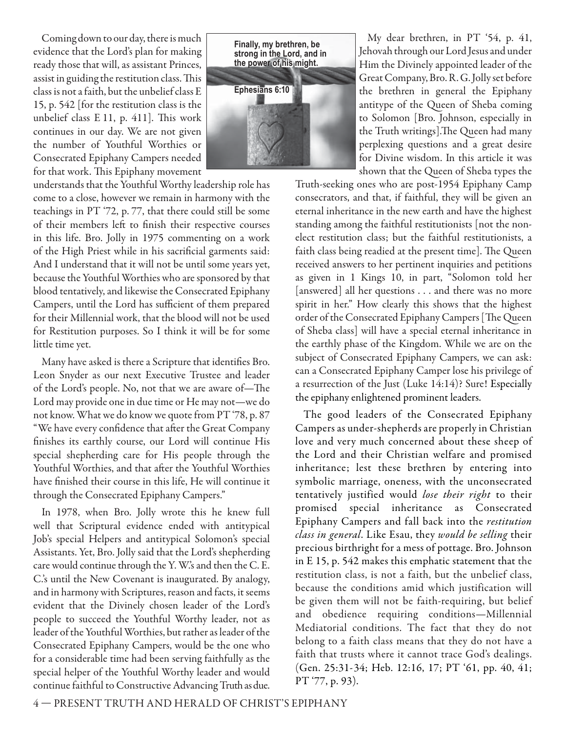Coming down to our day, there is much evidence that the Lord's plan for making ready those that will, as assistant Princes, assist in guiding the restitution class. This class is not a faith, but the unbelief class E 15, p. 542 [for the restitution class is the unbelief class E 11, p. 411]. This work continues in our day. We are not given the number of Youthful Worthies or Consecrated Epiphany Campers needed for that work. This Epiphany movement understands that the Youthful Worthy leadership role has come to a close, however we remain in harmony with the teachings in PT '72, p. 77, that there could still be some of their members left to finish their respective courses in this life. Bro. Jolly in 1975 commenting on a work of the High Priest while in his sacrificial garments said: And I understand that it will not be until some years yet, because the Youthful Worthies who are sponsored by that blood tentatively, and likewise the Consecrated Epiphany Campers, until the Lord has sufficient of them prepared for their Millennial work, that the blood will not be used for Restitution purposes. So I think it will be for some little time yet.

Finally, my brethren, be strong in the Lord, and in the power of his might.

Ephesians 6:10

Many have asked is there a Scripture that identifies Bro. Leon Snyder as our next Executive Trustee and leader of the Lord's people. No, not that we are aware of—The Lord may provide one in due time or He may not—we do not know. What we do know we quote from PT '78, p. 87 "We have every confidence that after the Great Company finishes its earthly course, our Lord will continue His special shepherding care for His people through the Youthful Worthies, and that after the Youthful Worthies have finished their course in this life, He will continue it through the Consecrated Epiphany Campers."

In 1978, when Bro. Jolly wrote this he knew full well that Scriptural evidence ended with antitypical Job's special Helpers and antitypical Solomon's special Assistants. Yet, Bro. Jolly said that the Lord's shepherding care would continue through the Y. W.'s and then the C. E. C.'s until the New Covenant is inaugurated. By analogy, and in harmony with Scriptures, reason and facts, it seems evident that the Divinely chosen leader of the Lord's people to succeed the Youthful Worthy leader, not as leader of the Youthful Worthies, but rather as leader of the Consecrated Epiphany Campers, would be the one who for a considerable time had been serving faithfully as the special helper of the Youthful Worthy leader and would continue faithful to Constructive Advancing Truth as due.

My dear brethren, in PT '54, p. 41, Jehovah through our Lord Jesus and under Him the Divinely appointed leader of the Great Company, Bro. R. G. Jolly set before the brethren in general the Epiphany antitype of the Queen of Sheba coming to Solomon [Bro. Johnson, especially in the Truth writings].The Queen had many perplexing questions and a great desire for Divine wisdom. In this article it was shown that the Queen of Sheba types the Truth-seeking ones who are post-1954 Epiphany Camp consecrators, and that, if faithful, they will be given an eternal inheritance in the new earth and have the highest standing among the faithful restitutionists [not the non-elect restitution class; but the faithful restitutionists, a faith class being readied at the present time]. The Queen received answers to her pertinent inquiries and petitions as given in 1 Kings 10, in part, "Solomon told her [answered] all her questions . . . and there was no more spirit in her." How clearly this shows that the highest order of the Consecrated Epiphany Campers [The Queen of Sheba class] will have a special eternal inheritance in the earthly phase of the Kingdom. While we are on the subject of Consecrated Epiphany Campers, we can ask: can a Consecrated Epiphany Camper lose his privilege of a resurrection of the Just (Luke 14:14)? Sure! Especially the epiphany enlightened prominent leaders.

The good leaders of the Consecrated Epiphany Campers as under-shepherds are properly in Christian love and very much concerned about these sheep of the Lord and their Christian welfare and promised inheritance; lest these brethren by entering into symbolic marriage, oneness, with the unconsecrated tentatively justified would *lose their right* to their promised special inheritance as Consecrated Epiphany Campers and fall back into the *restitution class in general*. Like Esau, they *would be selling* their precious birthright for a mess of pottage. Bro. Johnson in E 15, p. 542 makes this emphatic statement that the restitution class, is not a faith, but the unbelief class, because the conditions amid which justification will be given them will not be faith-requiring, but belief and obedience requiring conditions—Millennial Mediatorial conditions. The fact that they do not belong to a faith class means that they do not have a faith that trusts where it cannot trace God's dealings. (Gen. 25:31-34; Heb. 12:16, 17; PT '61, pp. 40, 41; PT '77, p. 93).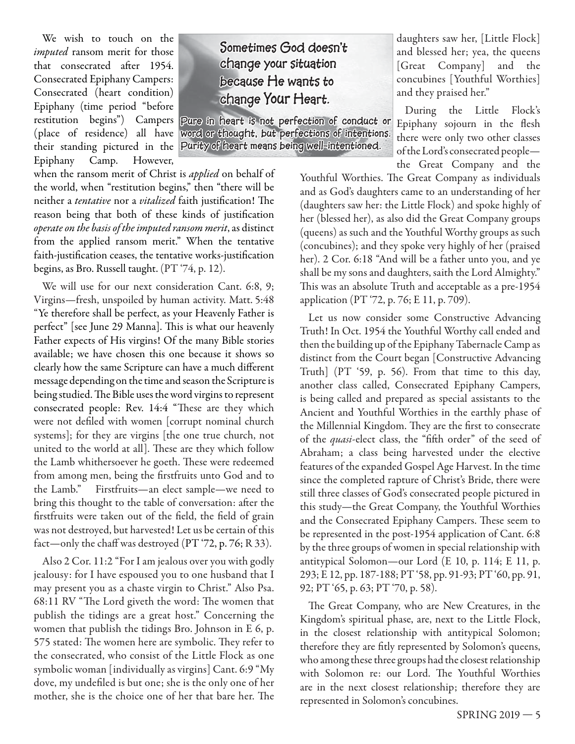We wish to touch on the *imputed* ransom merit for those that consecrated after 1954. Consecrated Epiphany Campers: Consecrated (heart condition) Epiphany (time period "before restitution begins") Campers (place of residence) all have their standing pictured in the Epiphany Camp. However, when the ransom merit of Christ is *applied* on behalf of the world, when "restitution begins," then "there will be neither a *tentative* nor a *vitalized* faith justification! The reason being that both of these kinds of justification *operate on the basis of the imputed ransom merit*, as distinct from the applied ransom merit." When the tentative faith-justification ceases, the tentative works-justification begins, as Bro. Russell taught. (PT '74, p. 12).

**Sometimes God doesn't change your situation because He wants to change Your Heart.**

**Pure in heart is not perfection of conduct or word or thought, but perfections of intentions. Purity of heart means being well-intentioned.**

We will use for our next consideration Cant. 6:8, 9; Virgins—fresh, unspoiled by human activity. Matt. 5:48 "Ye therefore shall be perfect, as your Heavenly Father is perfect" [see June 29 Manna]. This is what our heavenly Father expects of His virgins! Of the many Bible stories available; we have chosen this one because it shows so clearly how the same Scripture can have a much different message depending on the time and season the Scripture is being studied. The Bible uses the word virgins to represent consecrated people: Rev. 14:4 "These are they which were not defiled with women [corrupt nominal church systems]; for they are virgins [the one true church, not united to the world at all]. These are they which follow the Lamb whithersoever he goeth. These were redeemed from among men, being the firstfruits unto God and to the Lamb." Firstfruits—an elect sample—we need to bring this thought to the table of conversation: after the firstfruits were taken out of the field, the field of grain was not destroyed, but harvested! Let us be certain of this fact—only the chaff was destroyed (PT '72, p. 76; R 33).

Also 2 Cor. 11:2 "For I am jealous over you with godly jealousy: for I have espoused you to one husband that I may present you as a chaste virgin to Christ." Also Psa. 68:11 RV "The Lord giveth the word: The women that publish the tidings are a great host." Concerning the women that publish the tidings Bro. Johnson in E 6, p. 575 stated: The women here are symbolic. They refer to the consecrated, who consist of the Little Flock as one symbolic woman [individually as virgins] Cant. 6:9 "My dove, my undefiled is but one; she is the only one of her mother, she is the choice one of her that bare her. The daughters saw her, [Little Flock] and blessed her; yea, the queens [Great Company] and the concubines [Youthful Worthies] and they praised her."

During the Little Flock's Epiphany sojourn in the flesh there were only two other classes of the Lord's consecrated people—the Great Company and the Youthful Worthies. The Great Company as individuals and as God's daughters came to an understanding of her (daughters saw her: the Little Flock) and spoke highly of her (blessed her), as also did the Great Company groups (queens) as such and the Youthful Worthy groups as such (concubines); and they spoke very highly of her (praised her). 2 Cor. 6:18 "And will be a father unto you, and ye shall be my sons and daughters, saith the Lord Almighty." This was an absolute Truth and acceptable as a pre-1954 application (PT '72, p. 76; E 11, p. 709).

Let us now consider some Constructive Advancing Truth! In Oct. 1954 the Youthful Worthy call ended and then the building up of the Epiphany Tabernacle Camp as distinct from the Court began [Constructive Advancing Truth] (PT '59, p. 56). From that time to this day, another class called, Consecrated Epiphany Campers, is being called and prepared as special assistants to the Ancient and Youthful Worthies in the earthly phase of the Millennial Kingdom. They are the first to consecrate of the *quasi*-elect class, the "fifth order" of the seed of Abraham; a class being harvested under the elective features of the expanded Gospel Age Harvest. In the time since the completed rapture of Christ's Bride, there were still three classes of God's consecrated people pictured in this study—the Great Company, the Youthful Worthies and the Consecrated Epiphany Campers. These seem to be represented in the post-1954 application of Cant. 6:8 by the three groups of women in special relationship with antitypical Solomon—our Lord (E 10, p. 114; E 11, p. 293; E 12, pp. 187-188; PT '58, pp. 91-93; PT '60, pp. 91, 92; PT '65, p. 63; PT '70, p. 58).

The Great Company, who are New Creatures, in the Kingdom's spiritual phase, are, next to the Little Flock, in the closest relationship with antitypical Solomon; therefore they are fitly represented by Solomon's queens, who among these three groups had the closest relationship with Solomon re: our Lord. The Youthful Worthies are in the next closest relationship; therefore they are represented in Solomon's concubines.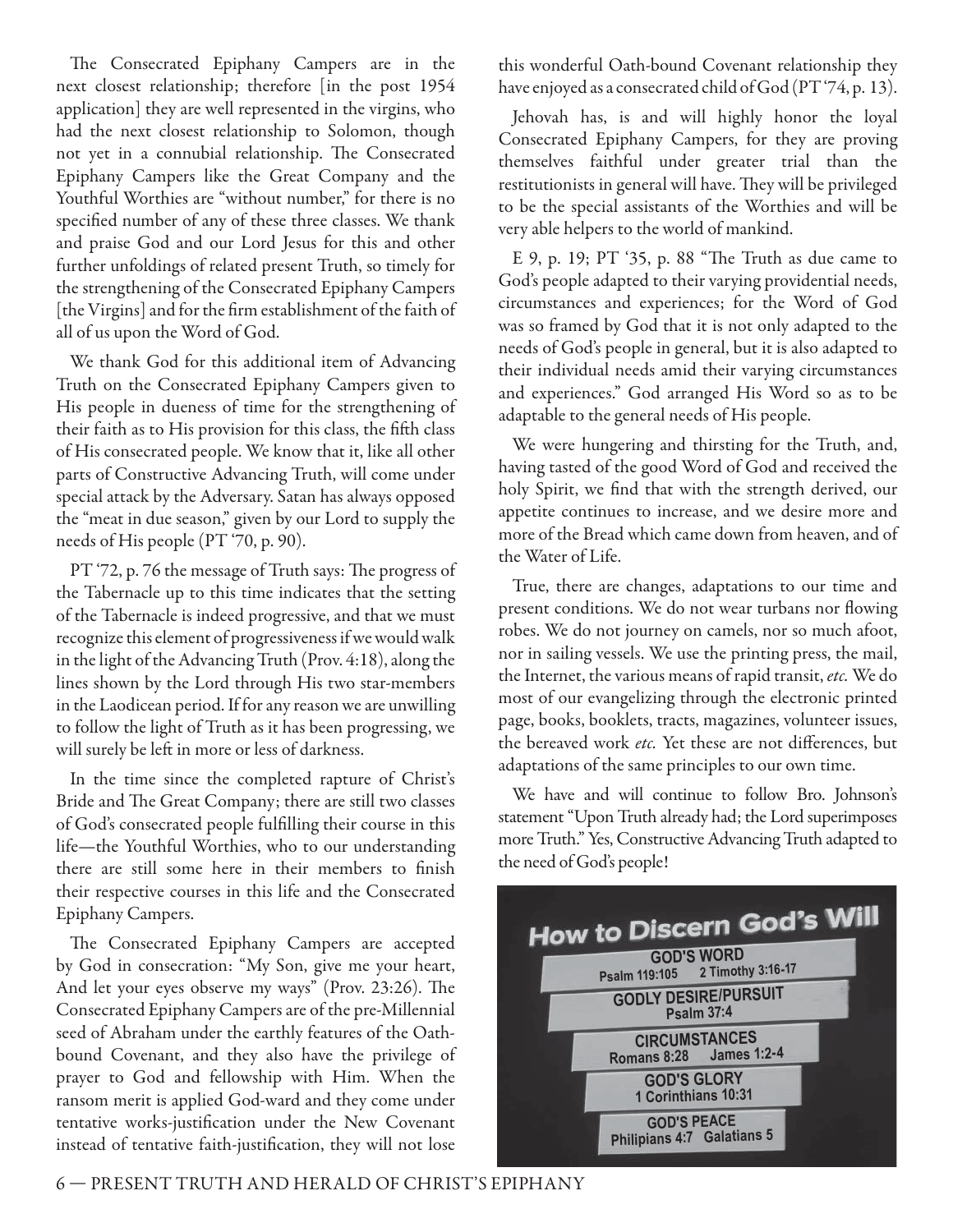The Consecrated Epiphany Campers are in the next closest relationship; therefore [in the post 1954 application] they are well represented in the virgins, who had the next closest relationship to Solomon, though not yet in a connubial relationship. The Consecrated Epiphany Campers like the Great Company and the Youthful Worthies are "without number," for there is no specified number of any of these three classes. We thank and praise God and our Lord Jesus for this and other further unfoldings of related present Truth, so timely for the strengthening of the Consecrated Epiphany Campers [the Virgins] and for the firm establishment of the faith of all of us upon the Word of God.

We thank God for this additional item of Advancing Truth on the Consecrated Epiphany Campers given to His people in dueness of time for the strengthening of their faith as to His provision for this class, the fifth class of His consecrated people. We know that it, like all other parts of Constructive Advancing Truth, will come under special attack by the Adversary. Satan has always opposed the "meat in due season," given by our Lord to supply the needs of His people (PT '70, p. 90).

PT '72, p. 76 the message of Truth says: The progress of the Tabernacle up to this time indicates that the setting of the Tabernacle is indeed progressive, and that we must recognize this element of progressiveness if we would walk in the light of the Advancing Truth (Prov. 4:18), along the lines shown by the Lord through His two star-members in the Laodicean period. If for any reason we are unwilling to follow the light of Truth as it has been progressing, we will surely be left in more or less of darkness.

In the time since the completed rapture of Christ's Bride and The Great Company; there are still two classes of God's consecrated people fulfilling their course in this life—the Youthful Worthies, who to our understanding there are still some here in their members to finish their respective courses in this life and the Consecrated Epiphany Campers.

The Consecrated Epiphany Campers are accepted by God in consecration: "My Son, give me your heart, And let your eyes observe my ways" (Prov. 23:26). The Consecrated Epiphany Campers are of the pre-Millennial seed of Abraham under the earthly features of the Oath-bound Covenant, and they also have the privilege of prayer to God and fellowship with Him. When the ransom merit is applied God-ward and they come under tentative works-justification under the New Covenant instead of tentative faith-justification, they will not lose this wonderful Oath-bound Covenant relationship they have enjoyed as a consecrated child of God (PT '74, p. 13).

Jehovah has, is and will highly honor the loyal Consecrated Epiphany Campers, for they are proving themselves faithful under greater trial than the restitutionists in general will have. They will be privileged to be the special assistants of the Worthies and will be very able helpers to the world of mankind.

E 9, p. 19; PT '35, p. 88 "The Truth as due came to God's people adapted to their varying providential needs, circumstances and experiences; for the Word of God was so framed by God that it is not only adapted to the needs of God's people in general, but it is also adapted to their individual needs amid their varying circumstances and experiences." God arranged His Word so as to be adaptable to the general needs of His people.

We were hungering and thirsting for the Truth, and, having tasted of the good Word of God and received the holy Spirit, we find that with the strength derived, our appetite continues to increase, and we desire more and more of the Bread which came down from heaven, and of the Water of Life.

True, there are changes, adaptations to our time and present conditions. We do not wear turbans nor flowing robes. We do not journey on camels, nor so much afoot, nor in sailing vessels. We use the printing press, the mail, the Internet, the various means of rapid transit, *etc.* We do most of our evangelizing through the electronic printed page, books, booklets, tracts, magazines, volunteer issues, the bereaved work *etc.* Yet these are not differences, but adaptations of the same principles to our own time.

We have and will continue to follow Bro. Johnson's statement "Upon Truth already had; the Lord superimposes more Truth." Yes, Constructive Advancing Truth adapted to the need of God's people!

**How to Discern God's Will**

- **GOD'S WORD** — Psalm 119:105, 2 Timothy 3:16-17
- **GODLY DESIRE/PURSUIT** — Psalm 37:4
- **CIRCUMSTANCES** — Romans 8:28, James 1:2-4
- **GOD'S GLORY** — 1 Corinthians 10:31
- **GOD'S PEACE** — Philipians 4:7, Galatians 5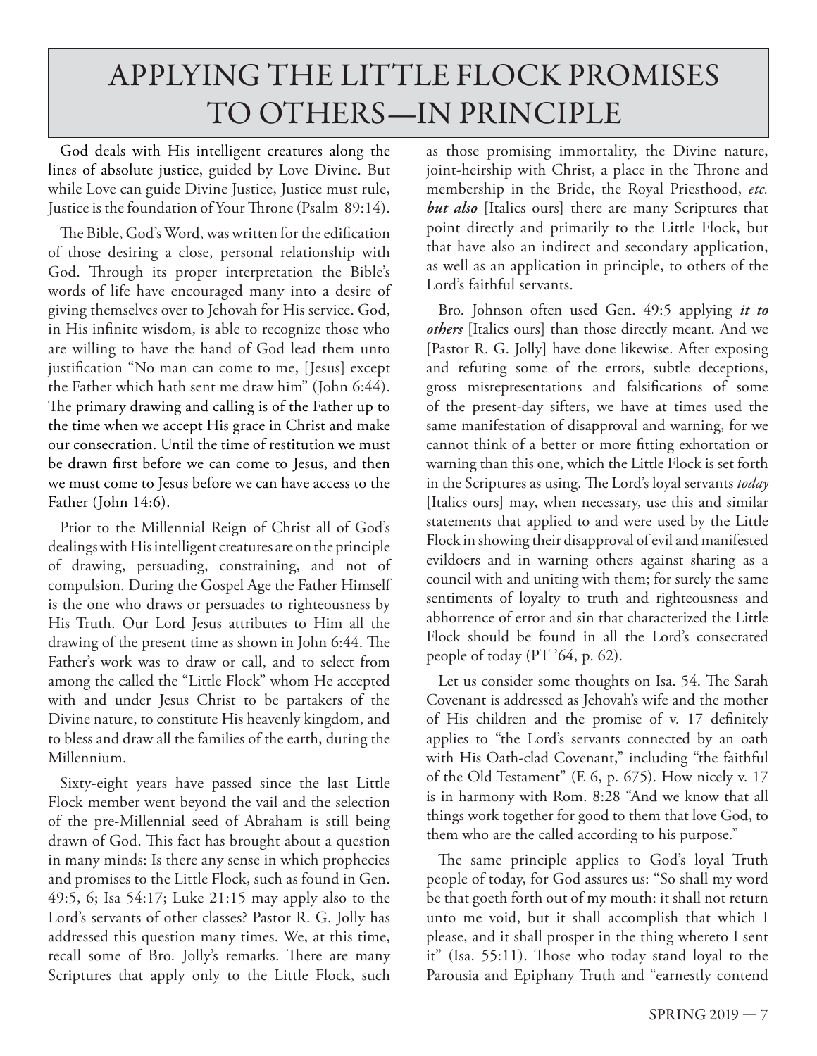# APPLYING THE LITTLE FLOCK PROMISES TO OTHERS—IN PRINCIPLE

God deals with His intelligent creatures along the lines of absolute justice, guided by Love Divine. But while Love can guide Divine Justice, Justice must rule, Justice is the foundation of Your Throne (Psalm 89:14).

The Bible, God's Word, was written for the edification of those desiring a close, personal relationship with God. Through its proper interpretation the Bible's words of life have encouraged many into a desire of giving themselves over to Jehovah for His service. God, in His infinite wisdom, is able to recognize those who are willing to have the hand of God lead them unto justification "No man can come to me, [Jesus] except the Father which hath sent me draw him" (John 6:44). The primary drawing and calling is of the Father up to the time when we accept His grace in Christ and make our consecration. Until the time of restitution we must be drawn first before we can come to Jesus, and then we must come to Jesus before we can have access to the Father (John 14:6).

Prior to the Millennial Reign of Christ all of God's dealings with His intelligent creatures are on the principle of drawing, persuading, constraining, and not of compulsion. During the Gospel Age the Father Himself is the one who draws or persuades to righteousness by His Truth. Our Lord Jesus attributes to Him all the drawing of the present time as shown in John 6:44. The Father's work was to draw or call, and to select from among the called the "Little Flock" whom He accepted with and under Jesus Christ to be partakers of the Divine nature, to constitute His heavenly kingdom, and to bless and draw all the families of the earth, during the Millennium.

Sixty-eight years have passed since the last Little Flock member went beyond the vail and the selection of the pre-Millennial seed of Abraham is still being drawn of God. This fact has brought about a question in many minds: Is there any sense in which prophecies and promises to the Little Flock, such as found in Gen. 49:5, 6; Isa 54:17; Luke 21:15 may apply also to the Lord's servants of other classes? Pastor R. G. Jolly has addressed this question many times. We, at this time, recall some of Bro. Jolly's remarks. There are many Scriptures that apply only to the Little Flock, such as those promising immortality, the Divine nature, joint-heirship with Christ, a place in the Throne and membership in the Bride, the Royal Priesthood, *etc.* ***but also*** [Italics ours] there are many Scriptures that point directly and primarily to the Little Flock, but that have also an indirect and secondary application, as well as an application in principle, to others of the Lord's faithful servants.

Bro. Johnson often used Gen. 49:5 applying ***it to others*** [Italics ours] than those directly meant. And we [Pastor R. G. Jolly] have done likewise. After exposing and refuting some of the errors, subtle deceptions, gross misrepresentations and falsifications of some of the present-day sifters, we have at times used the same manifestation of disapproval and warning, for we cannot think of a better or more fitting exhortation or warning than this one, which the Little Flock is set forth in the Scriptures as using. The Lord's loyal servants *today* [Italics ours] may, when necessary, use this and similar statements that applied to and were used by the Little Flock in showing their disapproval of evil and manifested evildoers and in warning others against sharing as a council with and uniting with them; for surely the same sentiments of loyalty to truth and righteousness and abhorrence of error and sin that characterized the Little Flock should be found in all the Lord's consecrated people of today (PT '64, p. 62).

Let us consider some thoughts on Isa. 54. The Sarah Covenant is addressed as Jehovah's wife and the mother of His children and the promise of v. 17 definitely applies to "the Lord's servants connected by an oath with His Oath-clad Covenant," including "the faithful of the Old Testament" (E 6, p. 675). How nicely v. 17 is in harmony with Rom. 8:28 "And we know that all things work together for good to them that love God, to them who are the called according to his purpose."

The same principle applies to God's loyal Truth people of today, for God assures us: "So shall my word be that goeth forth out of my mouth: it shall not return unto me void, but it shall accomplish that which I please, and it shall prosper in the thing whereto I sent it" (Isa. 55:11). Those who today stand loyal to the Parousia and Epiphany Truth and "earnestly contend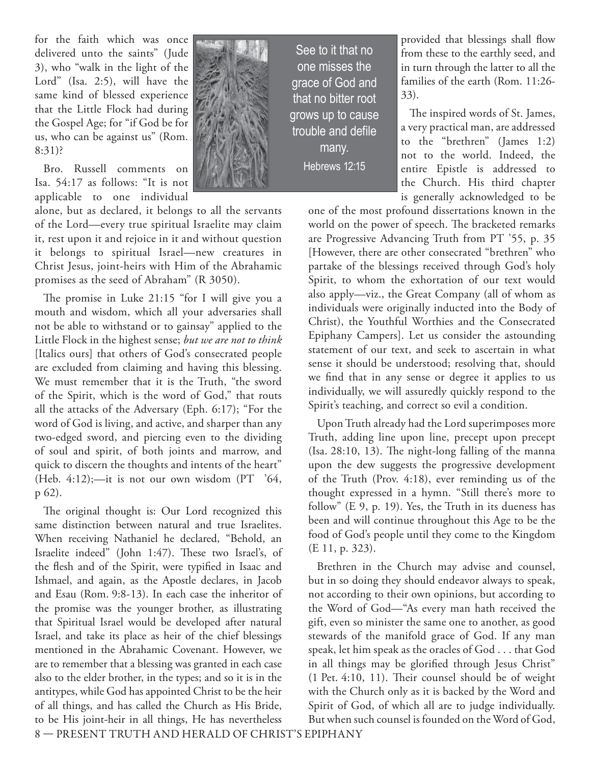for the faith which was once delivered unto the saints" (Jude 3), who "walk in the light of the Lord" (Isa. 2:5), will have the same kind of blessed experience that the Little Flock had during the Gospel Age; for "if God be for us, who can be against us" (Rom. 8:31)?

Bro. Russell comments on Isa. 54:17 as follows: "It is not applicable to one individual alone, but as declared, it belongs to all the servants of the Lord—every true spiritual Israelite may claim it, rest upon it and rejoice in it and without question it belongs to spiritual Israel—new creatures in Christ Jesus, joint-heirs with Him of the Abrahamic promises as the seed of Abraham" (R 3050).

The promise in Luke 21:15 "for I will give you a mouth and wisdom, which all your adversaries shall not be able to withstand or to gainsay" applied to the Little Flock in the highest sense; *but we are not to think* [Italics ours] that others of God's consecrated people are excluded from claiming and having this blessing. We must remember that it is the Truth, "the sword of the Spirit, which is the word of God," that routs all the attacks of the Adversary (Eph. 6:17); "For the word of God is living, and active, and sharper than any two-edged sword, and piercing even to the dividing of soul and spirit, of both joints and marrow, and quick to discern the thoughts and intents of the heart" (Heb. 4:12);—it is not our own wisdom (PT '64, p 62).

The original thought is: Our Lord recognized this same distinction between natural and true Israelites. When receiving Nathaniel he declared, "Behold, an Israelite indeed" (John 1:47). These two Israel's, of the flesh and of the Spirit, were typified in Isaac and Ishmael, and again, as the Apostle declares, in Jacob and Esau (Rom. 9:8-13). In each case the inheritor of the promise was the younger brother, as illustrating that Spiritual Israel would be developed after natural Israel, and take its place as heir of the chief blessings mentioned in the Abrahamic Covenant. However, we are to remember that a blessing was granted in each case also to the elder brother, in the types; and so it is in the antitypes, while God has appointed Christ to be the heir of all things, and has called the Church as His Bride, to be His joint-heir in all things, He has nevertheless provided that blessings shall flow from these to the earthly seed, and in turn through the latter to all the families of the earth (Rom. 11:26-33).

> See to it that no one misses the grace of God and that no bitter root grows up to cause trouble and defile many.
> Hebrews 12:15

The inspired words of St. James, a very practical man, are addressed to the "brethren" (James 1:2) not to the world. Indeed, the entire Epistle is addressed to the Church. His third chapter is generally acknowledged to be one of the most profound dissertations known in the world on the power of speech. The bracketed remarks are Progressive Advancing Truth from PT '55, p. 35 [However, there are other consecrated "brethren" who partake of the blessings received through God's holy Spirit, to whom the exhortation of our text would also apply—viz., the Great Company (all of whom as individuals were originally inducted into the Body of Christ), the Youthful Worthies and the Consecrated Epiphany Campers]. Let us consider the astounding statement of our text, and seek to ascertain in what sense it should be understood; resolving that, should we find that in any sense or degree it applies to us individually, we will assuredly quickly respond to the Spirit's teaching, and correct so evil a condition.

Upon Truth already had the Lord superimposes more Truth, adding line upon line, precept upon precept (Isa. 28:10, 13). The night-long falling of the manna upon the dew suggests the progressive development of the Truth (Prov. 4:18), ever reminding us of the thought expressed in a hymn. "Still there's more to follow" (E 9, p. 19). Yes, the Truth in its dueness has been and will continue throughout this Age to be the food of God's people until they come to the Kingdom (E 11, p. 323).

Brethren in the Church may advise and counsel, but in so doing they should endeavor always to speak, not according to their own opinions, but according to the Word of God—"As every man hath received the gift, even so minister the same one to another, as good stewards of the manifold grace of God. If any man speak, let him speak as the oracles of God . . . that God in all things may be glorified through Jesus Christ" (1 Pet. 4:10, 11). Their counsel should be of weight with the Church only as it is backed by the Word and Spirit of God, of which all are to judge individually. But when such counsel is founded on the Word of God,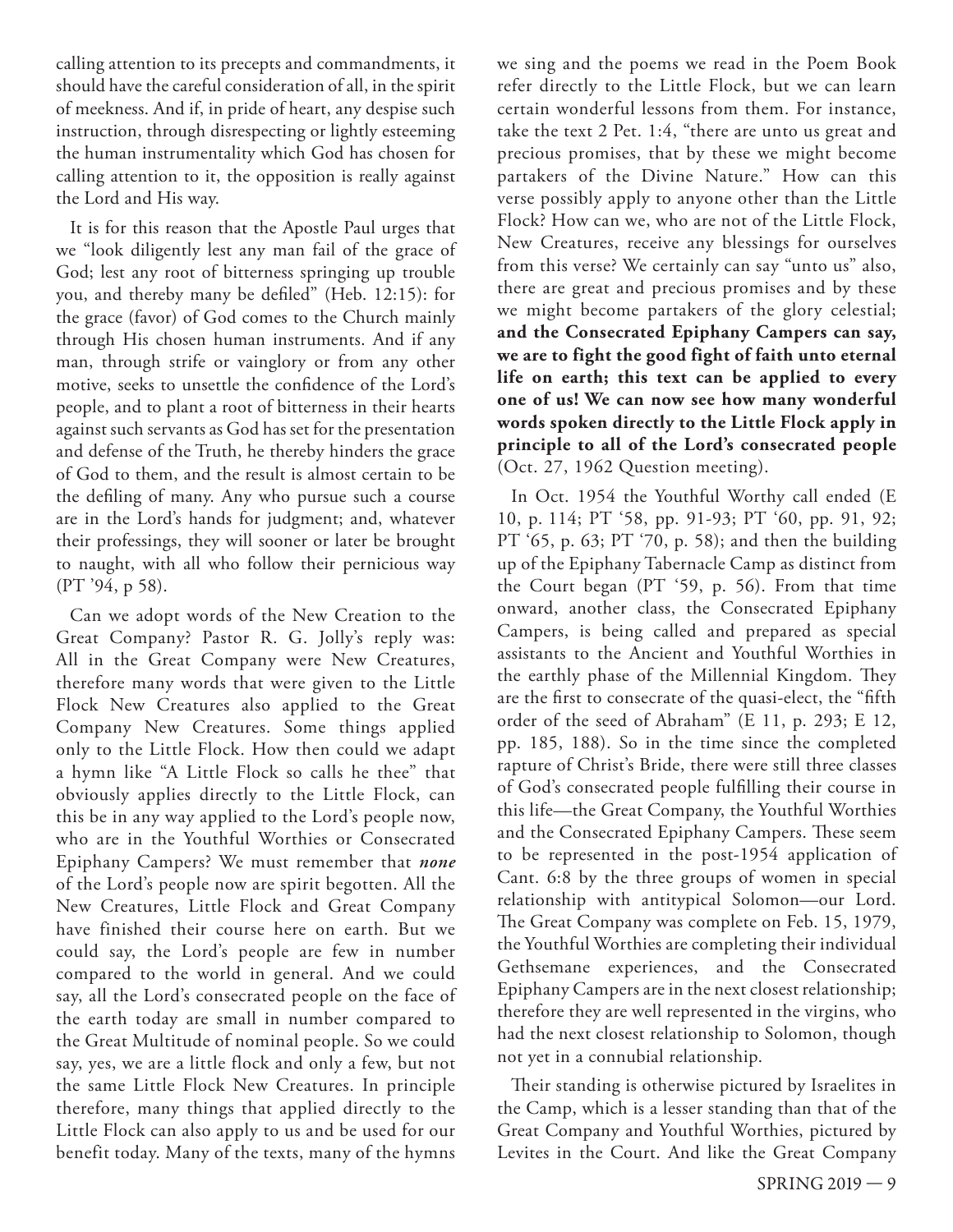calling attention to its precepts and commandments, it should have the careful consideration of all, in the spirit of meekness. And if, in pride of heart, any despise such instruction, through disrespecting or lightly esteeming the human instrumentality which God has chosen for calling attention to it, the opposition is really against the Lord and His way.

It is for this reason that the Apostle Paul urges that we "look diligently lest any man fail of the grace of God; lest any root of bitterness springing up trouble you, and thereby many be defiled" (Heb. 12:15): for the grace (favor) of God comes to the Church mainly through His chosen human instruments. And if any man, through strife or vainglory or from any other motive, seeks to unsettle the confidence of the Lord's people, and to plant a root of bitterness in their hearts against such servants as God has set for the presentation and defense of the Truth, he thereby hinders the grace of God to them, and the result is almost certain to be the defiling of many. Any who pursue such a course are in the Lord's hands for judgment; and, whatever their professings, they will sooner or later be brought to naught, with all who follow their pernicious way (PT '94, p 58).

Can we adopt words of the New Creation to the Great Company? Pastor R. G. Jolly's reply was: All in the Great Company were New Creatures, therefore many words that were given to the Little Flock New Creatures also applied to the Great Company New Creatures. Some things applied only to the Little Flock. How then could we adapt a hymn like "A Little Flock so calls he thee" that obviously applies directly to the Little Flock, can this be in any way applied to the Lord's people now, who are in the Youthful Worthies or Consecrated Epiphany Campers? We must remember that ***none*** of the Lord's people now are spirit begotten. All the New Creatures, Little Flock and Great Company have finished their course here on earth. But we could say, the Lord's people are few in number compared to the world in general. And we could say, all the Lord's consecrated people on the face of the earth today are small in number compared to the Great Multitude of nominal people. So we could say, yes, we are a little flock and only a few, but not the same Little Flock New Creatures. In principle therefore, many things that applied directly to the Little Flock can also apply to us and be used for our benefit today. Many of the texts, many of the hymns we sing and the poems we read in the Poem Book refer directly to the Little Flock, but we can learn certain wonderful lessons from them. For instance, take the text 2 Pet. 1:4, "there are unto us great and precious promises, that by these we might become partakers of the Divine Nature." How can this verse possibly apply to anyone other than the Little Flock? How can we, who are not of the Little Flock, New Creatures, receive any blessings for ourselves from this verse? We certainly can say "unto us" also, there are great and precious promises and by these we might become partakers of the glory celestial; **and the Consecrated Epiphany Campers can say, we are to fight the good fight of faith unto eternal life on earth; this text can be applied to every one of us! We can now see how many wonderful words spoken directly to the Little Flock apply in principle to all of the Lord's consecrated people** (Oct. 27, 1962 Question meeting).

In Oct. 1954 the Youthful Worthy call ended (E 10, p. 114; PT '58, pp. 91-93; PT '60, pp. 91, 92; PT '65, p. 63; PT '70, p. 58); and then the building up of the Epiphany Tabernacle Camp as distinct from the Court began (PT '59, p. 56). From that time onward, another class, the Consecrated Epiphany Campers, is being called and prepared as special assistants to the Ancient and Youthful Worthies in the earthly phase of the Millennial Kingdom. They are the first to consecrate of the quasi-elect, the "fifth order of the seed of Abraham" (E 11, p. 293; E 12, pp. 185, 188). So in the time since the completed rapture of Christ's Bride, there were still three classes of God's consecrated people fulfilling their course in this life—the Great Company, the Youthful Worthies and the Consecrated Epiphany Campers. These seem to be represented in the post-1954 application of Cant. 6:8 by the three groups of women in special relationship with antitypical Solomon—our Lord. The Great Company was complete on Feb. 15, 1979, the Youthful Worthies are completing their individual Gethsemane experiences, and the Consecrated Epiphany Campers are in the next closest relationship; therefore they are well represented in the virgins, who had the next closest relationship to Solomon, though not yet in a connubial relationship.

Their standing is otherwise pictured by Israelites in the Camp, which is a lesser standing than that of the Great Company and Youthful Worthies, pictured by Levites in the Court. And like the Great Company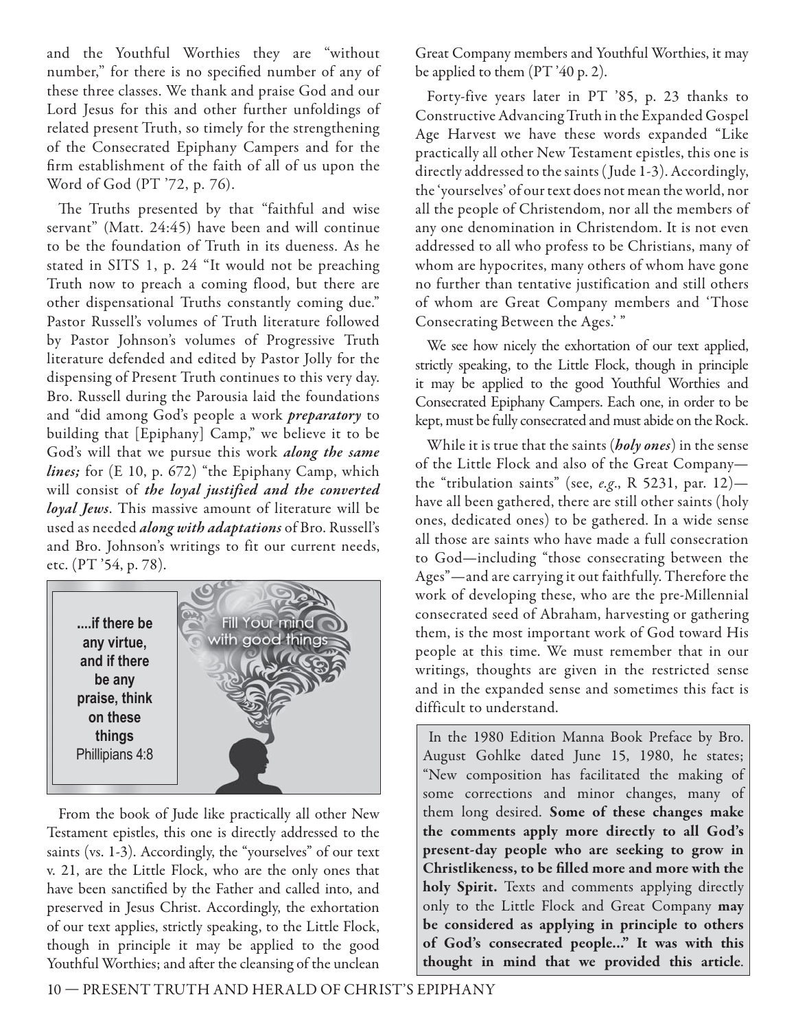and the Youthful Worthies they are "without number," for there is no specified number of any of these three classes. We thank and praise God and our Lord Jesus for this and other further unfoldings of related present Truth, so timely for the strengthening of the Consecrated Epiphany Campers and for the firm establishment of the faith of all of us upon the Word of God (PT '72, p. 76).

The Truths presented by that "faithful and wise servant" (Matt. 24:45) have been and will continue to be the foundation of Truth in its dueness. As he stated in SITS 1, p. 24 "It would not be preaching Truth now to preach a coming flood, but there are other dispensational Truths constantly coming due." Pastor Russell's volumes of Truth literature followed by Pastor Johnson's volumes of Progressive Truth literature defended and edited by Pastor Jolly for the dispensing of Present Truth continues to this very day. Bro. Russell during the Parousia laid the foundations and "did among God's people a work ***preparatory*** to building that [Epiphany] Camp," we believe it to be God's will that we pursue this work ***along the same lines;*** for (E 10, p. 672) "the Epiphany Camp, which will consist of ***the loyal justified and the converted loyal Jews***. This massive amount of literature will be used as needed ***along with adaptations*** of Bro. Russell's and Bro. Johnson's writings to fit our current needs, etc. (PT '54, p. 78).

**....if there be any virtue, and if there be any praise, think on these things**
Phillipians 4:8

Fill Your mind with good things

From the book of Jude like practically all other New Testament epistles, this one is directly addressed to the saints (vs. 1-3). Accordingly, the "yourselves" of our text v. 21, are the Little Flock, who are the only ones that have been sanctified by the Father and called into, and preserved in Jesus Christ. Accordingly, the exhortation of our text applies, strictly speaking, to the Little Flock, though in principle it may be applied to the good Youthful Worthies; and after the cleansing of the unclean Great Company members and Youthful Worthies, it may be applied to them (PT '40 p. 2).

Forty-five years later in PT '85, p. 23 thanks to Constructive Advancing Truth in the Expanded Gospel Age Harvest we have these words expanded "Like practically all other New Testament epistles, this one is directly addressed to the saints (Jude 1-3). Accordingly, the 'yourselves' of our text does not mean the world, nor all the people of Christendom, nor all the members of any one denomination in Christendom. It is not even addressed to all who profess to be Christians, many of whom are hypocrites, many others of whom have gone no further than tentative justification and still others of whom are Great Company members and 'Those Consecrating Between the Ages.' "

We see how nicely the exhortation of our text applied, strictly speaking, to the Little Flock, though in principle it may be applied to the good Youthful Worthies and Consecrated Epiphany Campers. Each one, in order to be kept, must be fully consecrated and must abide on the Rock.

While it is true that the saints (***holy ones***) in the sense of the Little Flock and also of the Great Company—the "tribulation saints" (see, *e.g*., R 5231, par. 12)—have all been gathered, there are still other saints (holy ones, dedicated ones) to be gathered. In a wide sense all those are saints who have made a full consecration to God—including "those consecrating between the Ages"—and are carrying it out faithfully. Therefore the work of developing these, who are the pre-Millennial consecrated seed of Abraham, harvesting or gathering them, is the most important work of God toward His people at this time. We must remember that in our writings, thoughts are given in the restricted sense and in the expanded sense and sometimes this fact is difficult to understand.

In the 1980 Edition Manna Book Preface by Bro. August Gohlke dated June 15, 1980, he states; "New composition has facilitated the making of some corrections and minor changes, many of them long desired. **Some of these changes make the comments apply more directly to all God's present-day people who are seeking to grow in Christlikeness, to be filled more and more with the holy Spirit.** Texts and comments applying directly only to the Little Flock and Great Company **may be considered as applying in principle to others of God's consecrated people..." It was with this thought in mind that we provided this article**.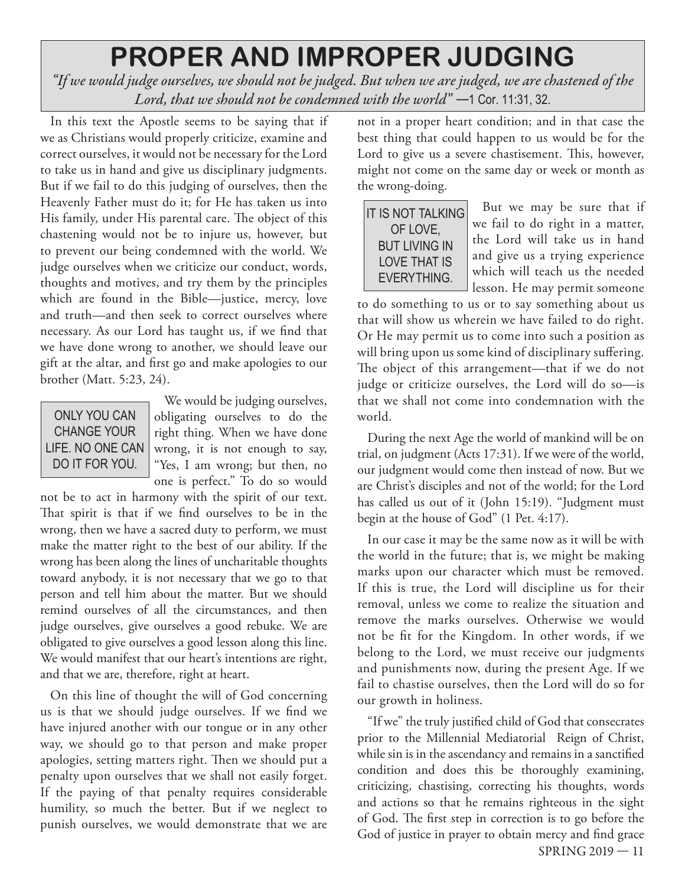# PROPER AND IMPROPER JUDGING

*"If we would judge ourselves, we should not be judged. But when we are judged, we are chastened of the Lord, that we should not be condemned with the world"* —1 Cor. 11:31, 32.

In this text the Apostle seems to be saying that if we as Christians would properly criticize, examine and correct ourselves, it would not be necessary for the Lord to take us in hand and give us disciplinary judgments. But if we fail to do this judging of ourselves, then the Heavenly Father must do it; for He has taken us into His family, under His parental care. The object of this chastening would not be to injure us, however, but to prevent our being condemned with the world. We judge ourselves when we criticize our conduct, words, thoughts and motives, and try them by the principles which are found in the Bible—justice, mercy, love and truth—and then seek to correct ourselves where necessary. As our Lord has taught us, if we find that we have done wrong to another, we should leave our gift at the altar, and first go and make apologies to our brother (Matt. 5:23, 24).

> ONLY YOU CAN CHANGE YOUR LIFE. NO ONE CAN DO IT FOR YOU.

We would be judging ourselves, obligating ourselves to do the right thing. When we have done wrong, it is not enough to say, "Yes, I am wrong; but then, no one is perfect." To do so would not be to act in harmony with the spirit of our text. That spirit is that if we find ourselves to be in the wrong, then we have a sacred duty to perform, we must make the matter right to the best of our ability. If the wrong has been along the lines of uncharitable thoughts toward anybody, it is not necessary that we go to that person and tell him about the matter. But we should remind ourselves of all the circumstances, and then judge ourselves, give ourselves a good rebuke. We are obligated to give ourselves a good lesson along this line. We would manifest that our heart's intentions are right, and that we are, therefore, right at heart.

On this line of thought the will of God concerning us is that we should judge ourselves. If we find we have injured another with our tongue or in any other way, we should go to that person and make proper apologies, setting matters right. Then we should put a penalty upon ourselves that we shall not easily forget. If the paying of that penalty requires considerable humility, so much the better. But if we neglect to punish ourselves, we would demonstrate that we are not in a proper heart condition; and in that case the best thing that could happen to us would be for the Lord to give us a severe chastisement. This, however, might not come on the same day or week or month as the wrong-doing.

> IT IS NOT TALKING OF LOVE, BUT LIVING IN LOVE THAT IS EVERYTHING.

But we may be sure that if we fail to do right in a matter, the Lord will take us in hand and give us a trying experience which will teach us the needed lesson. He may permit someone to do something to us or to say something about us that will show us wherein we have failed to do right. Or He may permit us to come into such a position as will bring upon us some kind of disciplinary suffering. The object of this arrangement—that if we do not judge or criticize ourselves, the Lord will do so—is that we shall not come into condemnation with the world.

During the next Age the world of mankind will be on trial, on judgment (Acts 17:31). If we were of the world, our judgment would come then instead of now. But we are Christ's disciples and not of the world; for the Lord has called us out of it (John 15:19). "Judgment must begin at the house of God" (1 Pet. 4:17).

In our case it may be the same now as it will be with the world in the future; that is, we might be making marks upon our character which must be removed. If this is true, the Lord will discipline us for their removal, unless we come to realize the situation and remove the marks ourselves. Otherwise we would not be fit for the Kingdom. In other words, if we belong to the Lord, we must receive our judgments and punishments now, during the present Age. If we fail to chastise ourselves, then the Lord will do so for our growth in holiness.

"If we" the truly justified child of God that consecrates prior to the Millennial Mediatorial Reign of Christ, while sin is in the ascendancy and remains in a sanctified condition and does this be thoroughly examining, criticizing, chastising, correcting his thoughts, words and actions so that he remains righteous in the sight of God. The first step in correction is to go before the God of justice in prayer to obtain mercy and find grace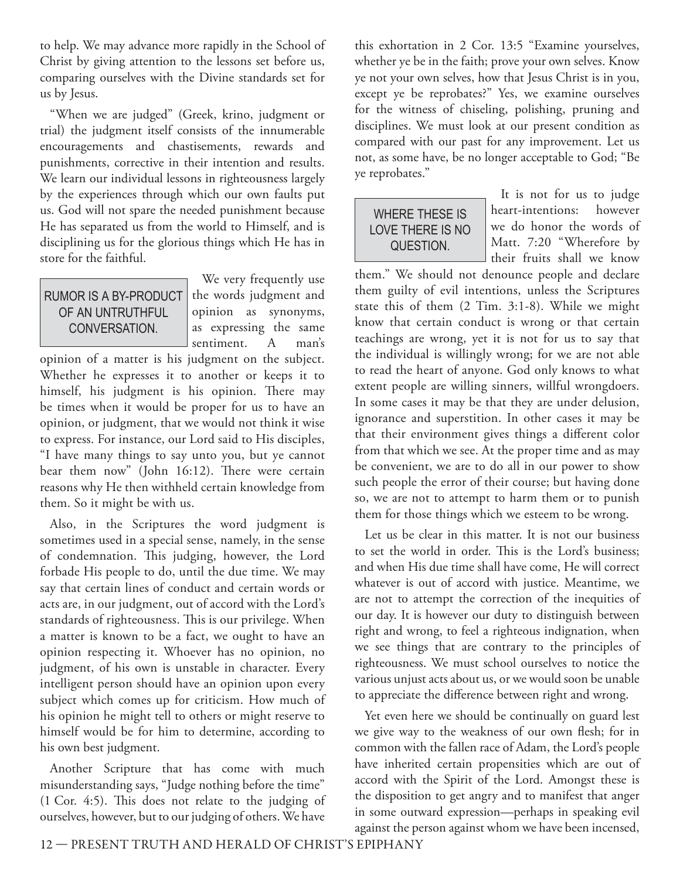to help. We may advance more rapidly in the School of Christ by giving attention to the lessons set before us, comparing ourselves with the Divine standards set for us by Jesus.

"When we are judged" (Greek, krino, judgment or trial) the judgment itself consists of the innumerable encouragements and chastisements, rewards and punishments, corrective in their intention and results. We learn our individual lessons in righteousness largely by the experiences through which our own faults put us. God will not spare the needed punishment because He has separated us from the world to Himself, and is disciplining us for the glorious things which He has in store for the faithful.

> RUMOR IS A BY-PRODUCT OF AN UNTRUTHFUL CONVERSATION.

We very frequently use the words judgment and opinion as synonyms, as expressing the same sentiment. A man's opinion of a matter is his judgment on the subject. Whether he expresses it to another or keeps it to himself, his judgment is his opinion. There may be times when it would be proper for us to have an opinion, or judgment, that we would not think it wise to express. For instance, our Lord said to His disciples, "I have many things to say unto you, but ye cannot bear them now" (John 16:12). There were certain reasons why He then withheld certain knowledge from them. So it might be with us.

Also, in the Scriptures the word judgment is sometimes used in a special sense, namely, in the sense of condemnation. This judging, however, the Lord forbade His people to do, until the due time. We may say that certain lines of conduct and certain words or acts are, in our judgment, out of accord with the Lord's standards of righteousness. This is our privilege. When a matter is known to be a fact, we ought to have an opinion respecting it. Whoever has no opinion, no judgment, of his own is unstable in character. Every intelligent person should have an opinion upon every subject which comes up for criticism. How much of his opinion he might tell to others or might reserve to himself would be for him to determine, according to his own best judgment.

Another Scripture that has come with much misunderstanding says, "Judge nothing before the time" (1 Cor. 4:5). This does not relate to the judging of ourselves, however, but to our judging of others. We have this exhortation in 2 Cor. 13:5 "Examine yourselves, whether ye be in the faith; prove your own selves. Know ye not your own selves, how that Jesus Christ is in you, except ye be reprobates?" Yes, we examine ourselves for the witness of chiseling, polishing, pruning and disciplines. We must look at our present condition as compared with our past for any improvement. Let us not, as some have, be no longer acceptable to God; "Be ye reprobates."

> WHERE THESE IS LOVE THERE IS NO QUESTION.

It is not for us to judge heart-intentions: however we do honor the words of Matt. 7:20 "Wherefore by their fruits shall we know them." We should not denounce people and declare them guilty of evil intentions, unless the Scriptures state this of them (2 Tim. 3:1-8). While we might know that certain conduct is wrong or that certain teachings are wrong, yet it is not for us to say that the individual is willingly wrong; for we are not able to read the heart of anyone. God only knows to what extent people are willing sinners, willful wrongdoers. In some cases it may be that they are under delusion, ignorance and superstition. In other cases it may be that their environment gives things a different color from that which we see. At the proper time and as may be convenient, we are to do all in our power to show such people the error of their course; but having done so, we are not to attempt to harm them or to punish them for those things which we esteem to be wrong.

Let us be clear in this matter. It is not our business to set the world in order. This is the Lord's business; and when His due time shall have come, He will correct whatever is out of accord with justice. Meantime, we are not to attempt the correction of the inequities of our day. It is however our duty to distinguish between right and wrong, to feel a righteous indignation, when we see things that are contrary to the principles of righteousness. We must school ourselves to notice the various unjust acts about us, or we would soon be unable to appreciate the difference between right and wrong.

Yet even here we should be continually on guard lest we give way to the weakness of our own flesh; for in common with the fallen race of Adam, the Lord's people have inherited certain propensities which are out of accord with the Spirit of the Lord. Amongst these is the disposition to get angry and to manifest that anger in some outward expression—perhaps in speaking evil against the person against whom we have been incensed,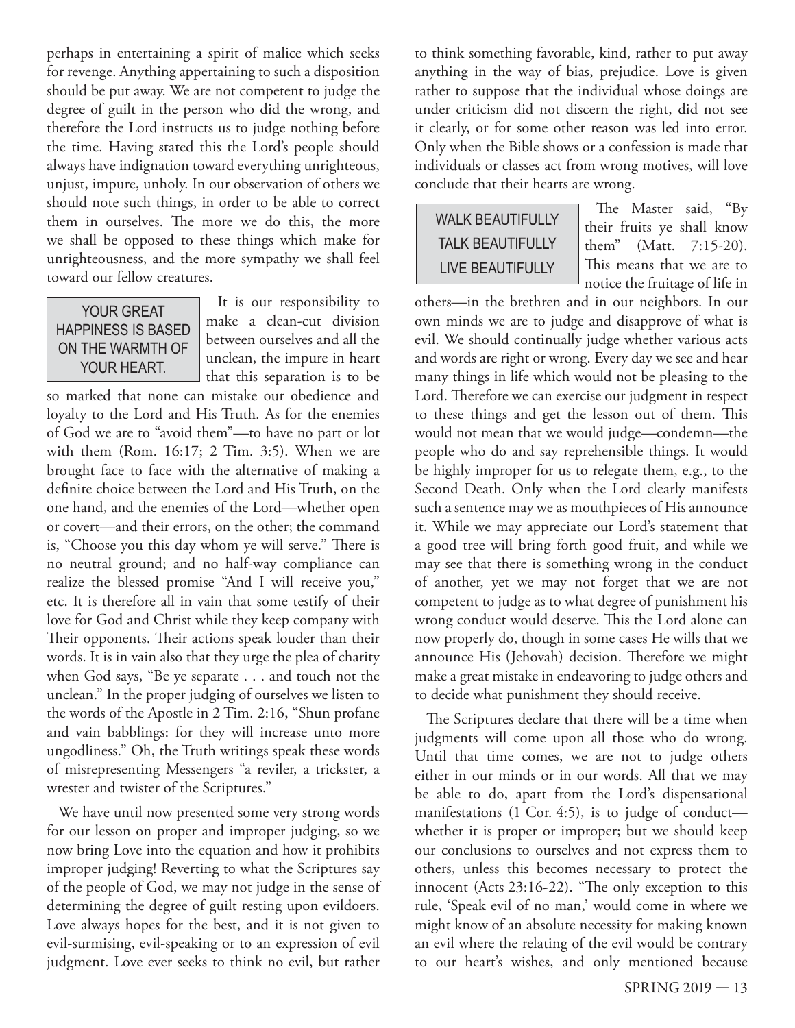perhaps in entertaining a spirit of malice which seeks for revenge. Anything appertaining to such a disposition should be put away. We are not competent to judge the degree of guilt in the person who did the wrong, and therefore the Lord instructs us to judge nothing before the time. Having stated this the Lord's people should always have indignation toward everything unrighteous, unjust, impure, unholy. In our observation of others we should note such things, in order to be able to correct them in ourselves. The more we do this, the more we shall be opposed to these things which make for unrighteousness, and the more sympathy we shall feel toward our fellow creatures.

> YOUR GREAT HAPPINESS IS BASED ON THE WARMTH OF YOUR HEART.

It is our responsibility to make a clean-cut division between ourselves and all the unclean, the impure in heart that this separation is to be so marked that none can mistake our obedience and loyalty to the Lord and His Truth. As for the enemies of God we are to "avoid them"—to have no part or lot with them (Rom. 16:17; 2 Tim. 3:5). When we are brought face to face with the alternative of making a definite choice between the Lord and His Truth, on the one hand, and the enemies of the Lord—whether open or covert—and their errors, on the other; the command is, "Choose you this day whom ye will serve." There is no neutral ground; and no half-way compliance can realize the blessed promise "And I will receive you," etc. It is therefore all in vain that some testify of their love for God and Christ while they keep company with Their opponents. Their actions speak louder than their words. It is in vain also that they urge the plea of charity when God says, "Be ye separate . . . and touch not the unclean." In the proper judging of ourselves we listen to the words of the Apostle in 2 Tim. 2:16, "Shun profane and vain babblings: for they will increase unto more ungodliness." Oh, the Truth writings speak these words of misrepresenting Messengers "a reviler, a trickster, a wrester and twister of the Scriptures."

We have until now presented some very strong words for our lesson on proper and improper judging, so we now bring Love into the equation and how it prohibits improper judging! Reverting to what the Scriptures say of the people of God, we may not judge in the sense of determining the degree of guilt resting upon evildoers. Love always hopes for the best, and it is not given to evil-surmising, evil-speaking or to an expression of evil judgment. Love ever seeks to think no evil, but rather to think something favorable, kind, rather to put away anything in the way of bias, prejudice. Love is given rather to suppose that the individual whose doings are under criticism did not discern the right, did not see it clearly, or for some other reason was led into error. Only when the Bible shows or a confession is made that individuals or classes act from wrong motives, will love conclude that their hearts are wrong.

> WALK BEAUTIFULLY
> TALK BEAUTIFULLY
> LIVE BEAUTIFULLY

The Master said, "By their fruits ye shall know them" (Matt. 7:15-20). This means that we are to notice the fruitage of life in others—in the brethren and in our neighbors. In our own minds we are to judge and disapprove of what is evil. We should continually judge whether various acts and words are right or wrong. Every day we see and hear many things in life which would not be pleasing to the Lord. Therefore we can exercise our judgment in respect to these things and get the lesson out of them. This would not mean that we would judge—condemn—the people who do and say reprehensible things. It would be highly improper for us to relegate them, e.g., to the Second Death. Only when the Lord clearly manifests such a sentence may we as mouthpieces of His announce it. While we may appreciate our Lord's statement that a good tree will bring forth good fruit, and while we may see that there is something wrong in the conduct of another, yet we may not forget that we are not competent to judge as to what degree of punishment his wrong conduct would deserve. This the Lord alone can now properly do, though in some cases He wills that we announce His (Jehovah) decision. Therefore we might make a great mistake in endeavoring to judge others and to decide what punishment they should receive.

The Scriptures declare that there will be a time when judgments will come upon all those who do wrong. Until that time comes, we are not to judge others either in our minds or in our words. All that we may be able to do, apart from the Lord's dispensational manifestations (1 Cor. 4:5), is to judge of conduct—whether it is proper or improper; but we should keep our conclusions to ourselves and not express them to others, unless this becomes necessary to protect the innocent (Acts 23:16-22). "The only exception to this rule, 'Speak evil of no man,' would come in where we might know of an absolute necessity for making known an evil where the relating of the evil would be contrary to our heart's wishes, and only mentioned because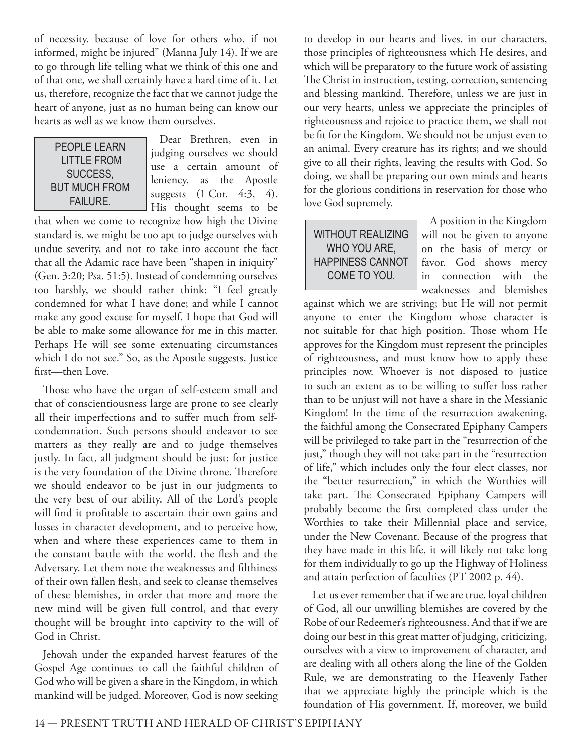of necessity, because of love for others who, if not informed, might be injured" (Manna July 14). If we are to go through life telling what we think of this one and of that one, we shall certainly have a hard time of it. Let us, therefore, recognize the fact that we cannot judge the heart of anyone, just as no human being can know our hearts as well as we know them ourselves.

> PEOPLE LEARN LITTLE FROM SUCCESS, BUT MUCH FROM FAILURE.

Dear Brethren, even in judging ourselves we should use a certain amount of leniency, as the Apostle suggests (1 Cor. 4:3, 4). His thought seems to be that when we come to recognize how high the Divine standard is, we might be too apt to judge ourselves with undue severity, and not to take into account the fact that all the Adamic race have been "shapen in iniquity" (Gen. 3:20; Psa. 51:5). Instead of condemning ourselves too harshly, we should rather think: "I feel greatly condemned for what I have done; and while I cannot make any good excuse for myself, I hope that God will be able to make some allowance for me in this matter. Perhaps He will see some extenuating circumstances which I do not see." So, as the Apostle suggests, Justice first—then Love.

Those who have the organ of self-esteem small and that of conscientiousness large are prone to see clearly all their imperfections and to suffer much from self-condemnation. Such persons should endeavor to see matters as they really are and to judge themselves justly. In fact, all judgment should be just; for justice is the very foundation of the Divine throne. Therefore we should endeavor to be just in our judgments to the very best of our ability. All of the Lord's people will find it profitable to ascertain their own gains and losses in character development, and to perceive how, when and where these experiences came to them in the constant battle with the world, the flesh and the Adversary. Let them note the weaknesses and filthiness of their own fallen flesh, and seek to cleanse themselves of these blemishes, in order that more and more the new mind will be given full control, and that every thought will be brought into captivity to the will of God in Christ.

Jehovah under the expanded harvest features of the Gospel Age continues to call the faithful children of God who will be given a share in the Kingdom, in which mankind will be judged. Moreover, God is now seeking to develop in our hearts and lives, in our characters, those principles of righteousness which He desires, and which will be preparatory to the future work of assisting The Christ in instruction, testing, correction, sentencing and blessing mankind. Therefore, unless we are just in our very hearts, unless we appreciate the principles of righteousness and rejoice to practice them, we shall not be fit for the Kingdom. We should not be unjust even to an animal. Every creature has its rights; and we should give to all their rights, leaving the results with God. So doing, we shall be preparing our own minds and hearts for the glorious conditions in reservation for those who love God supremely.

> WITHOUT REALIZING WHO YOU ARE, HAPPINESS CANNOT COME TO YOU.

A position in the Kingdom will not be given to anyone on the basis of mercy or favor. God shows mercy in connection with the weaknesses and blemishes against which we are striving; but He will not permit anyone to enter the Kingdom whose character is not suitable for that high position. Those whom He approves for the Kingdom must represent the principles of righteousness, and must know how to apply these principles now. Whoever is not disposed to justice to such an extent as to be willing to suffer loss rather than to be unjust will not have a share in the Messianic Kingdom! In the time of the resurrection awakening, the faithful among the Consecrated Epiphany Campers will be privileged to take part in the "resurrection of the just," though they will not take part in the "resurrection of life," which includes only the four elect classes, nor the "better resurrection," in which the Worthies will take part. The Consecrated Epiphany Campers will probably become the first completed class under the Worthies to take their Millennial place and service, under the New Covenant. Because of the progress that they have made in this life, it will likely not take long for them individually to go up the Highway of Holiness and attain perfection of faculties (PT 2002 p. 44).

Let us ever remember that if we are true, loyal children of God, all our unwilling blemishes are covered by the Robe of our Redeemer's righteousness. And that if we are doing our best in this great matter of judging, criticizing, ourselves with a view to improvement of character, and are dealing with all others along the line of the Golden Rule, we are demonstrating to the Heavenly Father that we appreciate highly the principle which is the foundation of His government. If, moreover, we build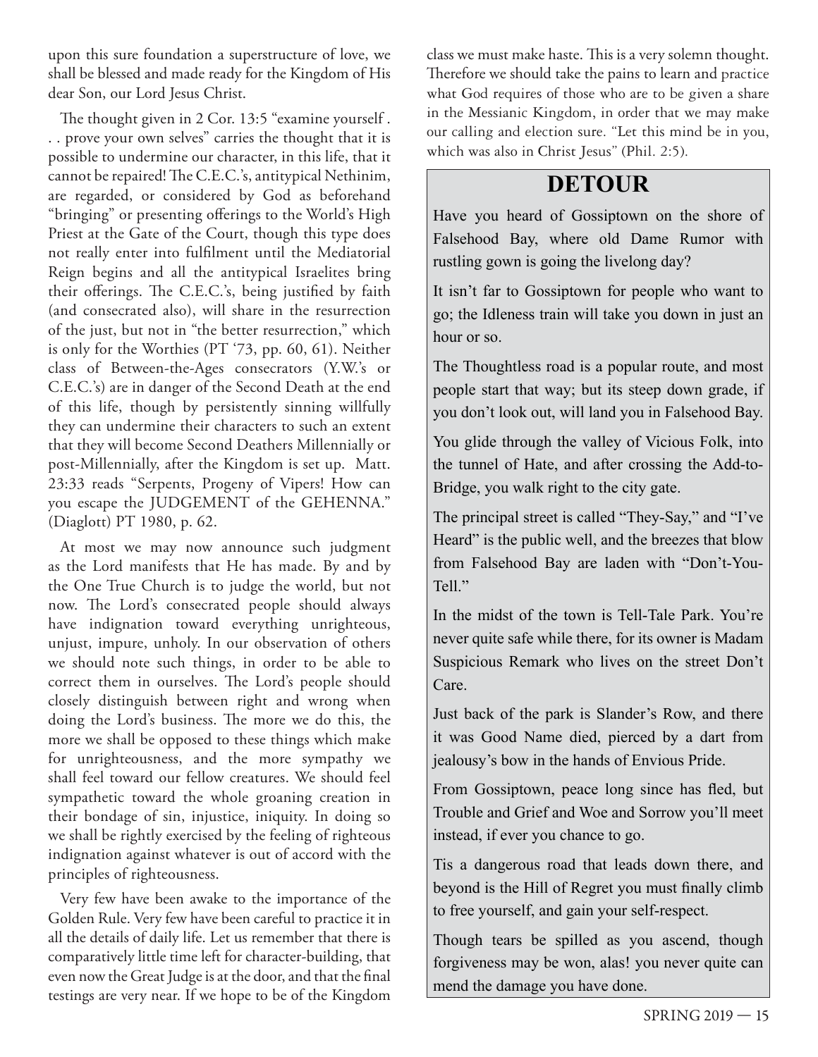upon this sure foundation a superstructure of love, we shall be blessed and made ready for the Kingdom of His dear Son, our Lord Jesus Christ.

The thought given in 2 Cor. 13:5 "examine yourself . . . prove your own selves" carries the thought that it is possible to undermine our character, in this life, that it cannot be repaired! The C.E.C.'s, antitypical Nethinim, are regarded, or considered by God as beforehand "bringing" or presenting offerings to the World's High Priest at the Gate of the Court, though this type does not really enter into fulfilment until the Mediatorial Reign begins and all the antitypical Israelites bring their offerings. The C.E.C.'s, being justified by faith (and consecrated also), will share in the resurrection of the just, but not in "the better resurrection," which is only for the Worthies (PT '73, pp. 60, 61). Neither class of Between-the-Ages consecrators (Y.W.'s or C.E.C.'s) are in danger of the Second Death at the end of this life, though by persistently sinning willfully they can undermine their characters to such an extent that they will become Second Deathers Millennially or post-Millennially, after the Kingdom is set up. Matt. 23:33 reads "Serpents, Progeny of Vipers! How can you escape the JUDGEMENT of the GEHENNA." (Diaglott) PT 1980, p. 62.

At most we may now announce such judgment as the Lord manifests that He has made. By and by the One True Church is to judge the world, but not now. The Lord's consecrated people should always have indignation toward everything unrighteous, unjust, impure, unholy. In our observation of others we should note such things, in order to be able to correct them in ourselves. The Lord's people should closely distinguish between right and wrong when doing the Lord's business. The more we do this, the more we shall be opposed to these things which make for unrighteousness, and the more sympathy we shall feel toward our fellow creatures. We should feel sympathetic toward the whole groaning creation in their bondage of sin, injustice, iniquity. In doing so we shall be rightly exercised by the feeling of righteous indignation against whatever is out of accord with the principles of righteousness.

Very few have been awake to the importance of the Golden Rule. Very few have been careful to practice it in all the details of daily life. Let us remember that there is comparatively little time left for character-building, that even now the Great Judge is at the door, and that the final testings are very near. If we hope to be of the Kingdom class we must make haste. This is a very solemn thought. Therefore we should take the pains to learn and practice what God requires of those who are to be given a share in the Messianic Kingdom, in order that we may make our calling and election sure. "Let this mind be in you, which was also in Christ Jesus" (Phil. 2:5).

## DETOUR

Have you heard of Gossiptown on the shore of Falsehood Bay, where old Dame Rumor with rustling gown is going the livelong day?

It isn't far to Gossiptown for people who want to go; the Idleness train will take you down in just an hour or so.

The Thoughtless road is a popular route, and most people start that way; but its steep down grade, if you don't look out, will land you in Falsehood Bay.

You glide through the valley of Vicious Folk, into the tunnel of Hate, and after crossing the Add-to-Bridge, you walk right to the city gate.

The principal street is called "They-Say," and "I've Heard" is the public well, and the breezes that blow from Falsehood Bay are laden with "Don't-You-Tell."

In the midst of the town is Tell-Tale Park. You're never quite safe while there, for its owner is Madam Suspicious Remark who lives on the street Don't Care.

Just back of the park is Slander's Row, and there it was Good Name died, pierced by a dart from jealousy's bow in the hands of Envious Pride.

From Gossiptown, peace long since has fled, but Trouble and Grief and Woe and Sorrow you'll meet instead, if ever you chance to go.

Tis a dangerous road that leads down there, and beyond is the Hill of Regret you must finally climb to free yourself, and gain your self-respect.

Though tears be spilled as you ascend, though forgiveness may be won, alas! you never quite can mend the damage you have done.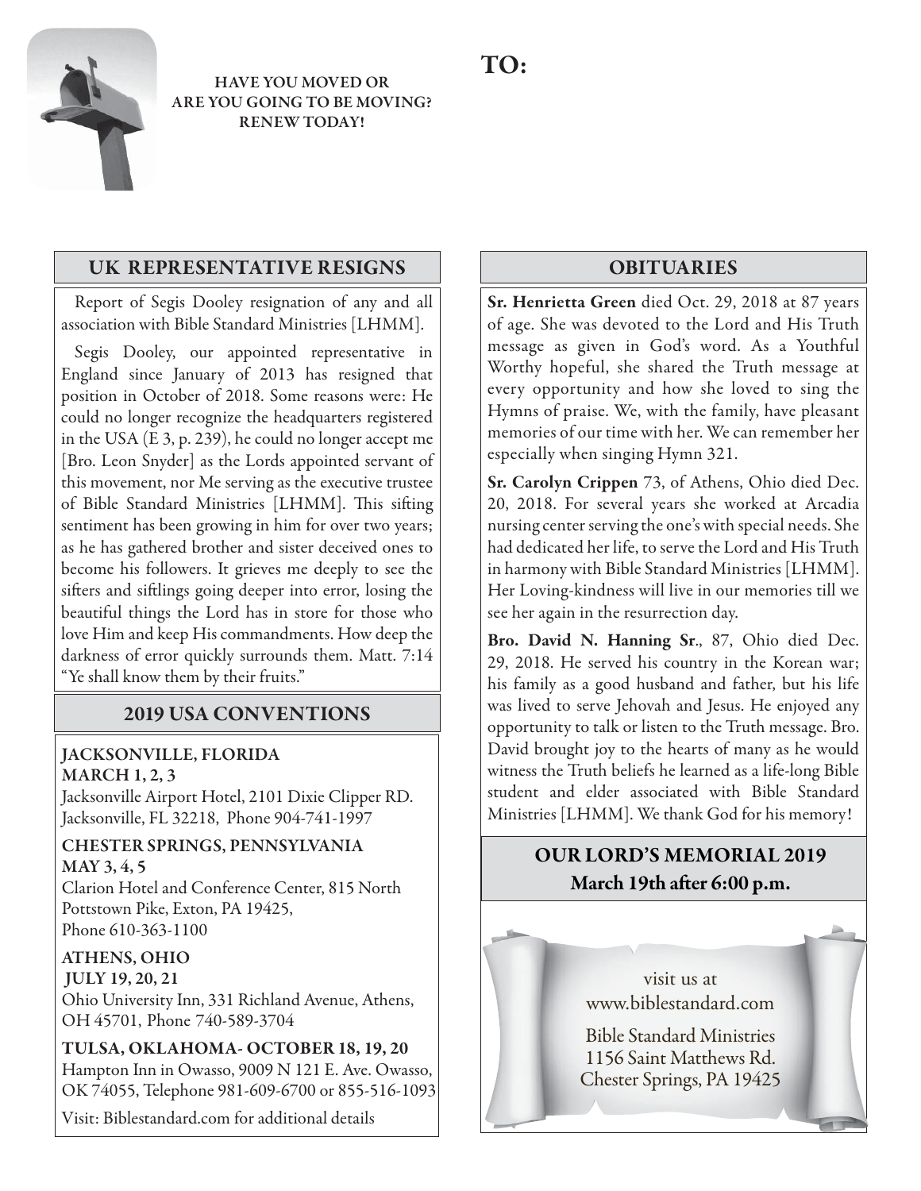**HAVE YOU MOVED OR ARE YOU GOING TO BE MOVING? RENEW TODAY!**

**TO:**

## UK REPRESENTATIVE RESIGNS

Report of Segis Dooley resignation of any and all association with Bible Standard Ministries [LHMM].

Segis Dooley, our appointed representative in England since January of 2013 has resigned that position in October of 2018. Some reasons were: He could no longer recognize the headquarters registered in the USA (E 3, p. 239), he could no longer accept me [Bro. Leon Snyder] as the Lords appointed servant of this movement, nor Me serving as the executive trustee of Bible Standard Ministries [LHMM]. This sifting sentiment has been growing in him for over two years; as he has gathered brother and sister deceived ones to become his followers. It grieves me deeply to see the sifters and siftlings going deeper into error, losing the beautiful things the Lord has in store for those who love Him and keep His commandments. How deep the darkness of error quickly surrounds them. Matt. 7:14 "Ye shall know them by their fruits."

## 2019 USA CONVENTIONS

**JACKSONVILLE, FLORIDA**
**MARCH 1, 2, 3**
Jacksonville Airport Hotel, 2101 Dixie Clipper RD. Jacksonville, FL 32218, Phone 904-741-1997

**CHESTER SPRINGS, PENNSYLVANIA**
**MAY 3, 4, 5**
Clarion Hotel and Conference Center, 815 North Pottstown Pike, Exton, PA 19425, Phone 610-363-1100

**ATHENS, OHIO**
**JULY 19, 20, 21**
Ohio University Inn, 331 Richland Avenue, Athens, OH 45701, Phone 740-589-3704

**TULSA, OKLAHOMA- OCTOBER 18, 19, 20**
Hampton Inn in Owasso, 9009 N 121 E. Ave. Owasso, OK 74055, Telephone 981-609-6700 or 855-516-1093

Visit: Biblestandard.com for additional details

## OBITUARIES

**Sr. Henrietta Green** died Oct. 29, 2018 at 87 years of age. She was devoted to the Lord and His Truth message as given in God's word. As a Youthful Worthy hopeful, she shared the Truth message at every opportunity and how she loved to sing the Hymns of praise. We, with the family, have pleasant memories of our time with her. We can remember her especially when singing Hymn 321.

**Sr. Carolyn Crippen** 73, of Athens, Ohio died Dec. 20, 2018. For several years she worked at Arcadia nursing center serving the one's with special needs. She had dedicated her life, to serve the Lord and His Truth in harmony with Bible Standard Ministries [LHMM]. Her Loving-kindness will live in our memories till we see her again in the resurrection day.

**Bro. David N. Hanning Sr**., 87, Ohio died Dec. 29, 2018. He served his country in the Korean war; his family as a good husband and father, but his life was lived to serve Jehovah and Jesus. He enjoyed any opportunity to talk or listen to the Truth message. Bro. David brought joy to the hearts of many as he would witness the Truth beliefs he learned as a life-long Bible student and elder associated with Bible Standard Ministries [LHMM]. We thank God for his memory!

## OUR LORD'S MEMORIAL 2019
**March 19th after 6:00 p.m.**

visit us at
www.biblestandard.com

Bible Standard Ministries
1156 Saint Matthews Rd.
Chester Springs, PA 19425